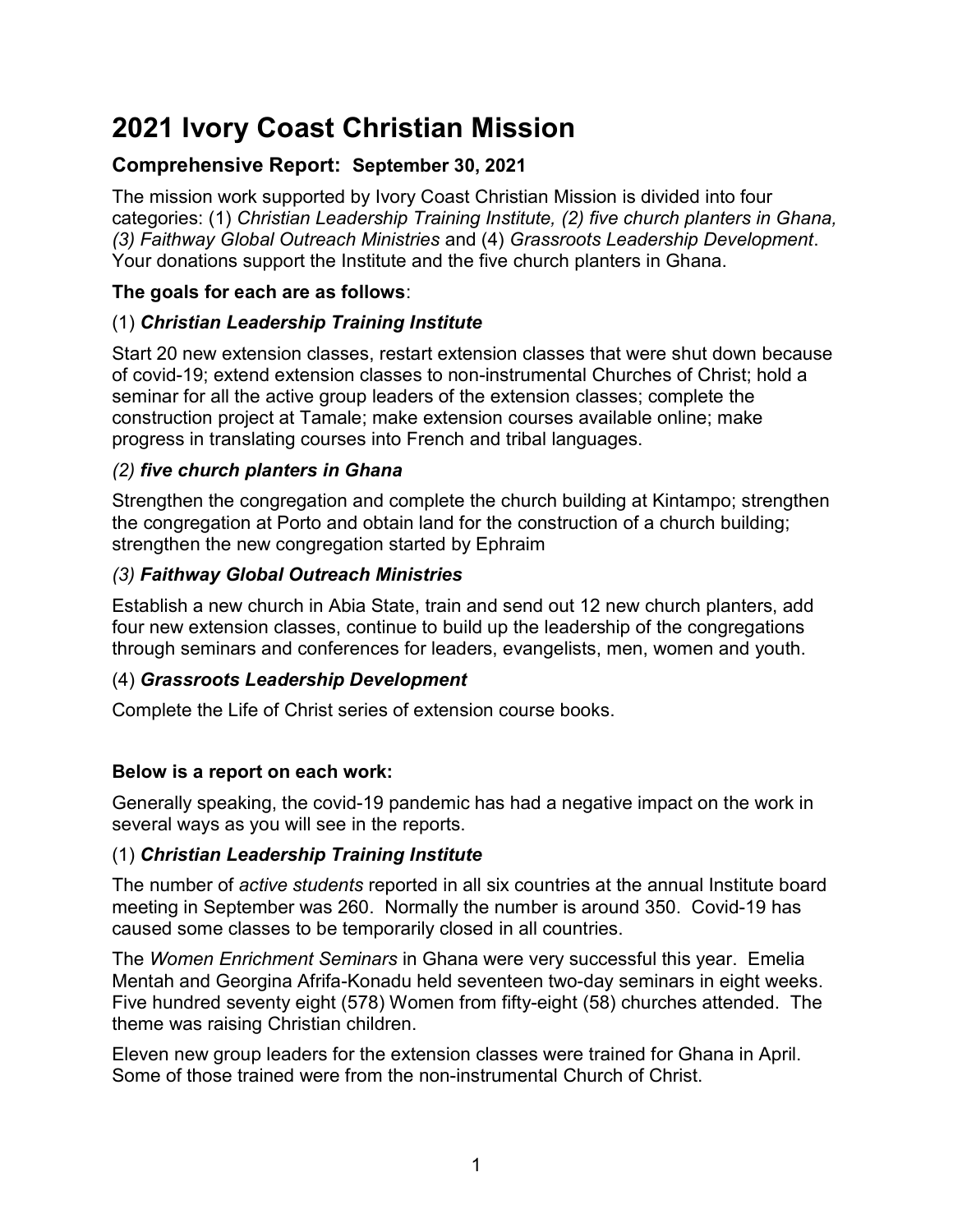# 2021 Ivory Coast Christian Mission

## Comprehensive Report: September 30, 2021

The mission work supported by Ivory Coast Christian Mission is divided into four categories: (1) *Christian Leadership Training Institute, (2) five church planters in Ghana, (3) Faithway Global Outreach Ministries* and (4) *Grassroots Leadership Development*. Your donations support the Institute and the five church planters in Ghana.

**The goals for each are as follows**:

### (1) ***Christian Leadership Training Institute***

Start 20 new extension classes, restart extension classes that were shut down because of covid-19; extend extension classes to non-instrumental Churches of Christ; hold a seminar for all the active group leaders of the extension classes; complete the construction project at Tamale; make extension courses available online; make progress in translating courses into French and tribal languages.

### *(2)* ***five church planters in Ghana***

Strengthen the congregation and complete the church building at Kintampo; strengthen the congregation at Porto and obtain land for the construction of a church building; strengthen the new congregation started by Ephraim

### *(3)* ***Faithway Global Outreach Ministries***

Establish a new church in Abia State, train and send out 12 new church planters, add four new extension classes, continue to build up the leadership of the congregations through seminars and conferences for leaders, evangelists, men, women and youth.

### (4) ***Grassroots Leadership Development***

Complete the Life of Christ series of extension course books.

**Below is a report on each work:**

Generally speaking, the covid-19 pandemic has had a negative impact on the work in several ways as you will see in the reports.

### (1) ***Christian Leadership Training Institute***

The number of *active students* reported in all six countries at the annual Institute board meeting in September was 260. Normally the number is around 350. Covid-19 has caused some classes to be temporarily closed in all countries.

The *Women Enrichment Seminars* in Ghana were very successful this year. Emelia Mentah and Georgina Afrifa-Konadu held seventeen two-day seminars in eight weeks. Five hundred seventy eight (578) Women from fifty-eight (58) churches attended. The theme was raising Christian children.

Eleven new group leaders for the extension classes were trained for Ghana in April. Some of those trained were from the non-instrumental Church of Christ.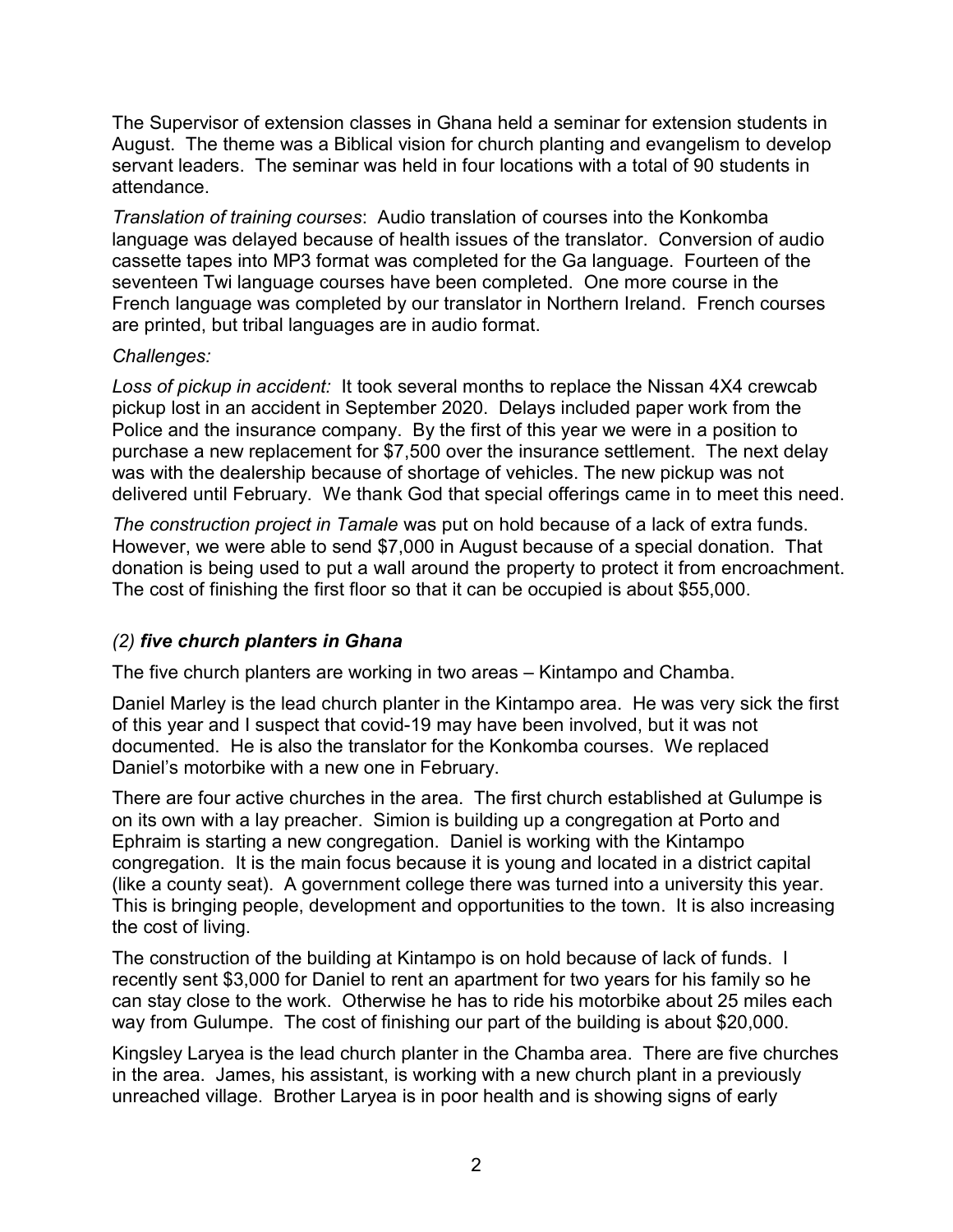The Supervisor of extension classes in Ghana held a seminar for extension students in August. The theme was a Biblical vision for church planting and evangelism to develop servant leaders. The seminar was held in four locations with a total of 90 students in attendance.

*Translation of training courses*: Audio translation of courses into the Konkomba language was delayed because of health issues of the translator. Conversion of audio cassette tapes into MP3 format was completed for the Ga language. Fourteen of the seventeen Twi language courses have been completed. One more course in the French language was completed by our translator in Northern Ireland. French courses are printed, but tribal languages are in audio format.

*Challenges:*

*Loss of pickup in accident:* It took several months to replace the Nissan 4X4 crewcab pickup lost in an accident in September 2020. Delays included paper work from the Police and the insurance company. By the first of this year we were in a position to purchase a new replacement for $7,500 over the insurance settlement. The next delay was with the dealership because of shortage of vehicles. The new pickup was not delivered until February. We thank God that special offerings came in to meet this need.

*The construction project in Tamale* was put on hold because of a lack of extra funds. However, we were able to send $7,000 in August because of a special donation. That donation is being used to put a wall around the property to protect it from encroachment. The cost of finishing the first floor so that it can be occupied is about $55,000.

### *(2)* ***five church planters in Ghana***

The five church planters are working in two areas – Kintampo and Chamba.

Daniel Marley is the lead church planter in the Kintampo area. He was very sick the first of this year and I suspect that covid-19 may have been involved, but it was not documented. He is also the translator for the Konkomba courses. We replaced Daniel's motorbike with a new one in February.

There are four active churches in the area. The first church established at Gulumpe is on its own with a lay preacher. Simion is building up a congregation at Porto and Ephraim is starting a new congregation. Daniel is working with the Kintampo congregation. It is the main focus because it is young and located in a district capital (like a county seat). A government college there was turned into a university this year. This is bringing people, development and opportunities to the town. It is also increasing the cost of living.

The construction of the building at Kintampo is on hold because of lack of funds. I recently sent $3,000 for Daniel to rent an apartment for two years for his family so he can stay close to the work. Otherwise he has to ride his motorbike about 25 miles each way from Gulumpe. The cost of finishing our part of the building is about $20,000.

Kingsley Laryea is the lead church planter in the Chamba area. There are five churches in the area. James, his assistant, is working with a new church plant in a previously unreached village. Brother Laryea is in poor health and is showing signs of early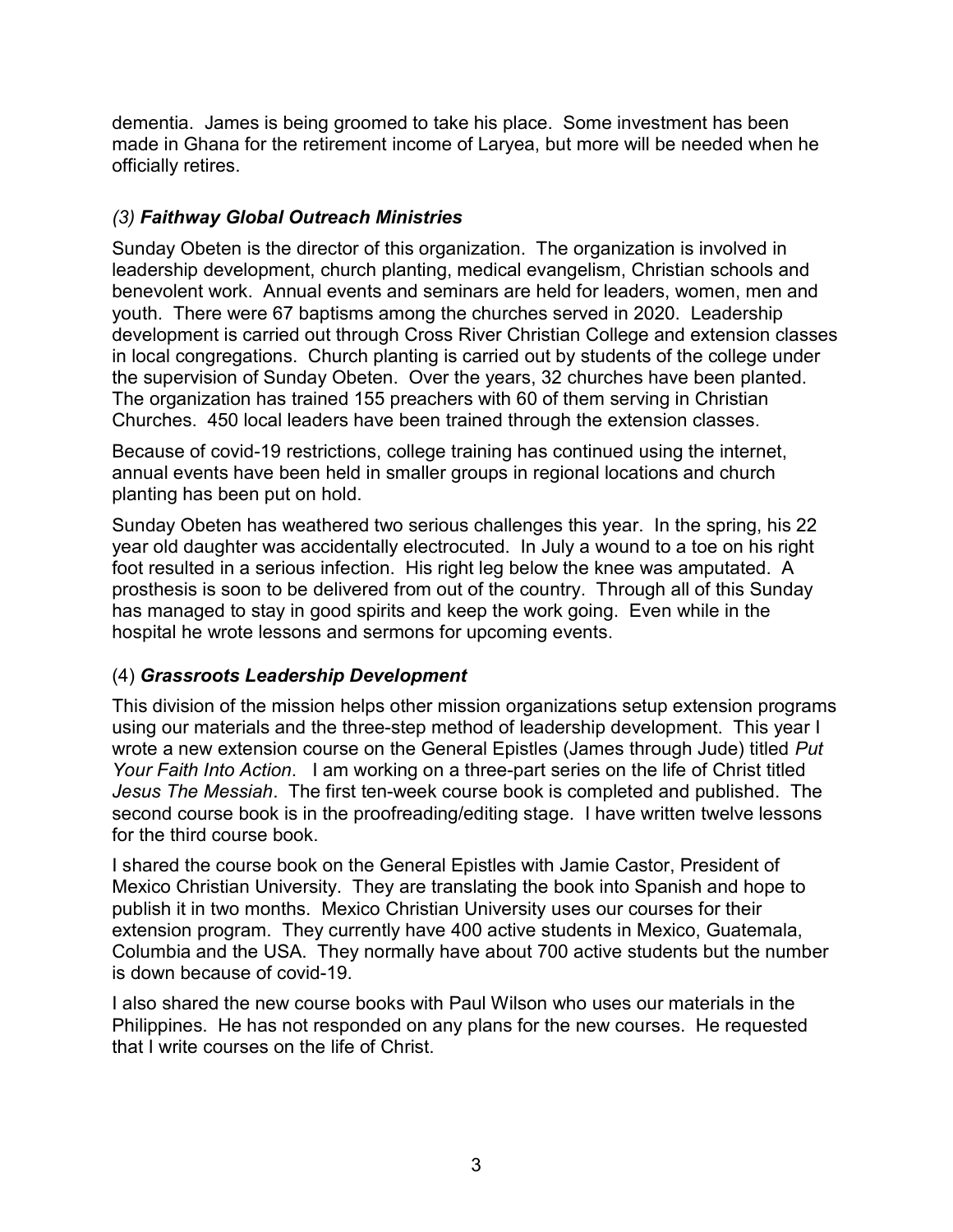dementia. James is being groomed to take his place. Some investment has been made in Ghana for the retirement income of Laryea, but more will be needed when he officially retires.

### *(3) **Faithway Global Outreach Ministries***

Sunday Obeten is the director of this organization. The organization is involved in leadership development, church planting, medical evangelism, Christian schools and benevolent work. Annual events and seminars are held for leaders, women, men and youth. There were 67 baptisms among the churches served in 2020. Leadership development is carried out through Cross River Christian College and extension classes in local congregations. Church planting is carried out by students of the college under the supervision of Sunday Obeten. Over the years, 32 churches have been planted. The organization has trained 155 preachers with 60 of them serving in Christian Churches. 450 local leaders have been trained through the extension classes.

Because of covid-19 restrictions, college training has continued using the internet, annual events have been held in smaller groups in regional locations and church planting has been put on hold.

Sunday Obeten has weathered two serious challenges this year. In the spring, his 22 year old daughter was accidentally electrocuted. In July a wound to a toe on his right foot resulted in a serious infection. His right leg below the knee was amputated. A prosthesis is soon to be delivered from out of the country. Through all of this Sunday has managed to stay in good spirits and keep the work going. Even while in the hospital he wrote lessons and sermons for upcoming events.

### (4) ***Grassroots Leadership Development***

This division of the mission helps other mission organizations setup extension programs using our materials and the three-step method of leadership development. This year I wrote a new extension course on the General Epistles (James through Jude) titled *Put Your Faith Into Action*. I am working on a three-part series on the life of Christ titled *Jesus The Messiah*. The first ten-week course book is completed and published. The second course book is in the proofreading/editing stage. I have written twelve lessons for the third course book.

I shared the course book on the General Epistles with Jamie Castor, President of Mexico Christian University. They are translating the book into Spanish and hope to publish it in two months. Mexico Christian University uses our courses for their extension program. They currently have 400 active students in Mexico, Guatemala, Columbia and the USA. They normally have about 700 active students but the number is down because of covid-19.

I also shared the new course books with Paul Wilson who uses our materials in the Philippines. He has not responded on any plans for the new courses. He requested that I write courses on the life of Christ.